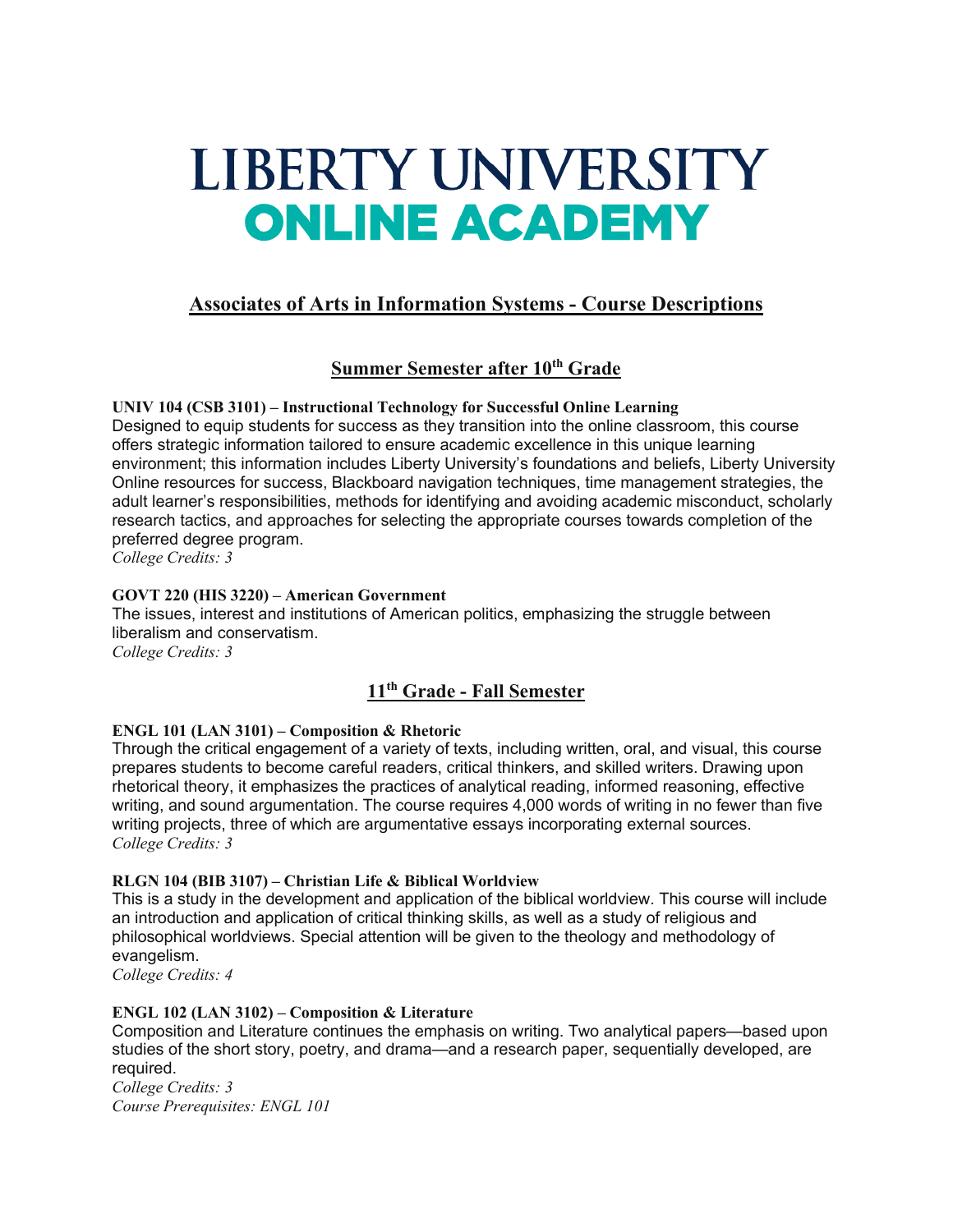# LIBERTY UNIVERSITY
# ONLINE ACADEMY

## Associates of Arts in Information Systems - Course Descriptions

### Summer Semester after 10th Grade

**UNIV 104 (CSB 3101) – Instructional Technology for Successful Online Learning**
Designed to equip students for success as they transition into the online classroom, this course offers strategic information tailored to ensure academic excellence in this unique learning environment; this information includes Liberty University's foundations and beliefs, Liberty University Online resources for success, Blackboard navigation techniques, time management strategies, the adult learner's responsibilities, methods for identifying and avoiding academic misconduct, scholarly research tactics, and approaches for selecting the appropriate courses towards completion of the preferred degree program.
*College Credits: 3*

**GOVT 220 (HIS 3220) – American Government**
The issues, interest and institutions of American politics, emphasizing the struggle between liberalism and conservatism.
*College Credits: 3*

### 11th Grade - Fall Semester

**ENGL 101 (LAN 3101) – Composition & Rhetoric**
Through the critical engagement of a variety of texts, including written, oral, and visual, this course prepares students to become careful readers, critical thinkers, and skilled writers. Drawing upon rhetorical theory, it emphasizes the practices of analytical reading, informed reasoning, effective writing, and sound argumentation. The course requires 4,000 words of writing in no fewer than five writing projects, three of which are argumentative essays incorporating external sources.
*College Credits: 3*

**RLGN 104 (BIB 3107) – Christian Life & Biblical Worldview**
This is a study in the development and application of the biblical worldview. This course will include an introduction and application of critical thinking skills, as well as a study of religious and philosophical worldviews. Special attention will be given to the theology and methodology of evangelism.
*College Credits: 4*

**ENGL 102 (LAN 3102) – Composition & Literature**
Composition and Literature continues the emphasis on writing. Two analytical papers—based upon studies of the short story, poetry, and drama—and a research paper, sequentially developed, are required.
*College Credits: 3*
*Course Prerequisites: ENGL 101*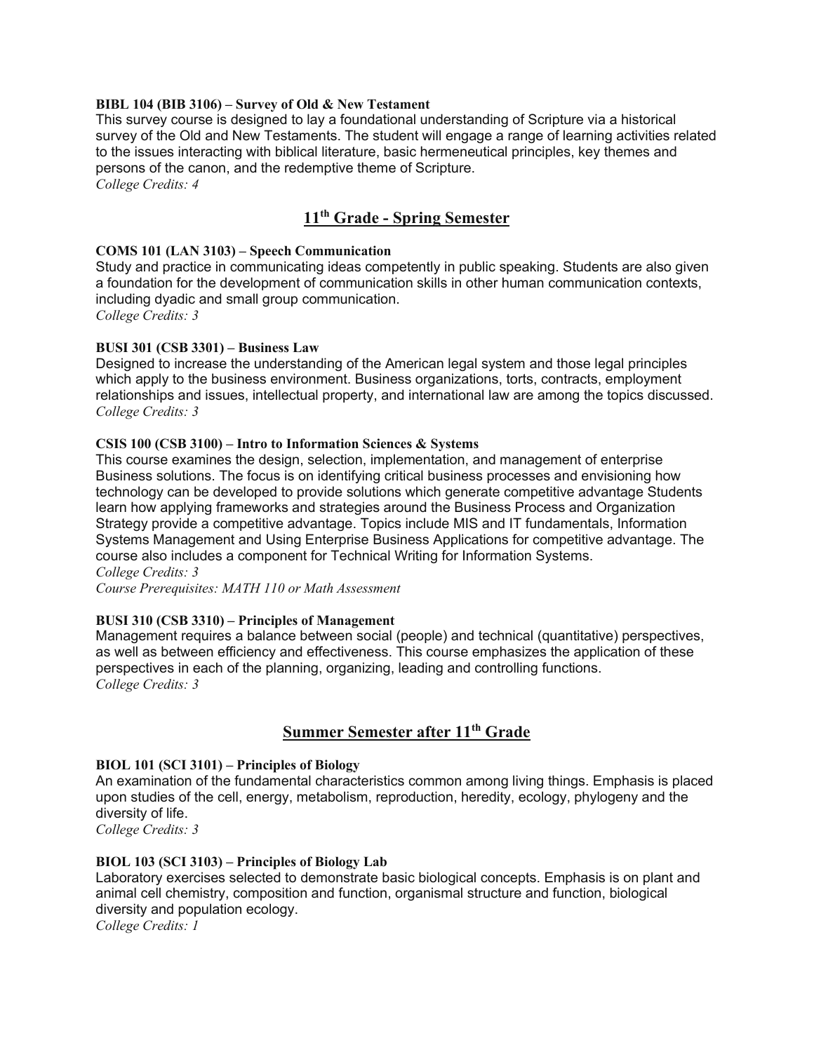**BIBL 104 (BIB 3106) – Survey of Old & New Testament**
This survey course is designed to lay a foundational understanding of Scripture via a historical survey of the Old and New Testaments. The student will engage a range of learning activities related to the issues interacting with biblical literature, basic hermeneutical principles, key themes and persons of the canon, and the redemptive theme of Scripture.
*College Credits: 4*

## 11th Grade - Spring Semester

**COMS 101 (LAN 3103) – Speech Communication**
Study and practice in communicating ideas competently in public speaking. Students are also given a foundation for the development of communication skills in other human communication contexts, including dyadic and small group communication.
*College Credits: 3*

**BUSI 301 (CSB 3301) – Business Law**
Designed to increase the understanding of the American legal system and those legal principles which apply to the business environment. Business organizations, torts, contracts, employment relationships and issues, intellectual property, and international law are among the topics discussed.
*College Credits: 3*

**CSIS 100 (CSB 3100) – Intro to Information Sciences & Systems**
This course examines the design, selection, implementation, and management of enterprise Business solutions. The focus is on identifying critical business processes and envisioning how technology can be developed to provide solutions which generate competitive advantage Students learn how applying frameworks and strategies around the Business Process and Organization Strategy provide a competitive advantage. Topics include MIS and IT fundamentals, Information Systems Management and Using Enterprise Business Applications for competitive advantage. The course also includes a component for Technical Writing for Information Systems.
*College Credits: 3*
*Course Prerequisites: MATH 110 or Math Assessment*

**BUSI 310 (CSB 3310) – Principles of Management**
Management requires a balance between social (people) and technical (quantitative) perspectives, as well as between efficiency and effectiveness. This course emphasizes the application of these perspectives in each of the planning, organizing, leading and controlling functions.
*College Credits: 3*

## Summer Semester after 11th Grade

**BIOL 101 (SCI 3101) – Principles of Biology**
An examination of the fundamental characteristics common among living things. Emphasis is placed upon studies of the cell, energy, metabolism, reproduction, heredity, ecology, phylogeny and the diversity of life.
*College Credits: 3*

**BIOL 103 (SCI 3103) – Principles of Biology Lab**
Laboratory exercises selected to demonstrate basic biological concepts. Emphasis is on plant and animal cell chemistry, composition and function, organismal structure and function, biological diversity and population ecology.
*College Credits: 1*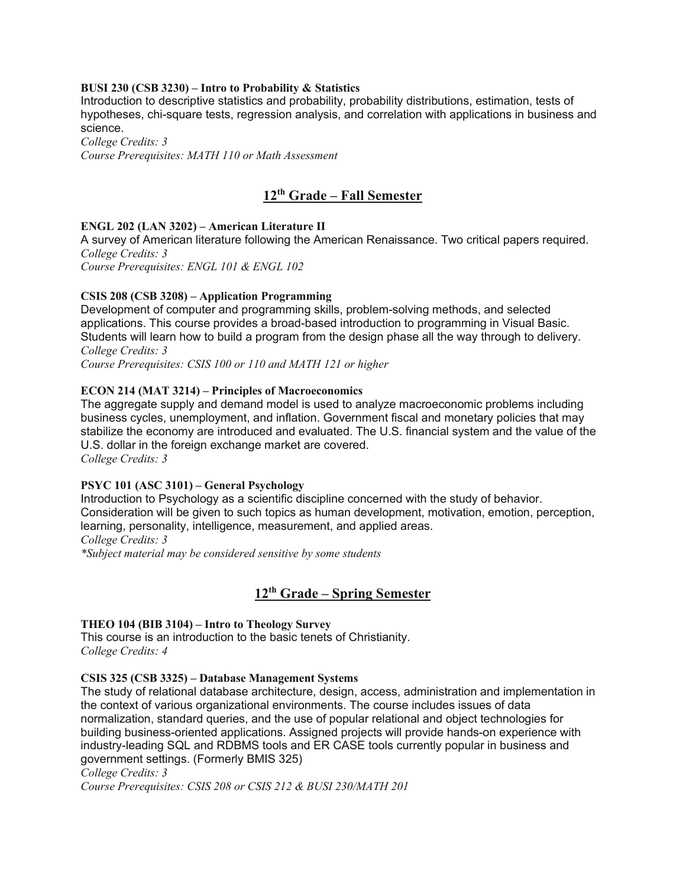**BUSI 230 (CSB 3230) – Intro to Probability & Statistics**

Introduction to descriptive statistics and probability, probability distributions, estimation, tests of hypotheses, chi-square tests, regression analysis, and correlation with applications in business and science.

*College Credits: 3*

*Course Prerequisites: MATH 110 or Math Assessment*

## 12th Grade – Fall Semester

**ENGL 202 (LAN 3202) – American Literature II**

A survey of American literature following the American Renaissance. Two critical papers required.

*College Credits: 3*

*Course Prerequisites: ENGL 101 & ENGL 102*

**CSIS 208 (CSB 3208) – Application Programming**

Development of computer and programming skills, problem-solving methods, and selected applications. This course provides a broad-based introduction to programming in Visual Basic. Students will learn how to build a program from the design phase all the way through to delivery.

*College Credits: 3*

*Course Prerequisites: CSIS 100 or 110 and MATH 121 or higher*

**ECON 214 (MAT 3214) – Principles of Macroeconomics**

The aggregate supply and demand model is used to analyze macroeconomic problems including business cycles, unemployment, and inflation. Government fiscal and monetary policies that may stabilize the economy are introduced and evaluated. The U.S. financial system and the value of the U.S. dollar in the foreign exchange market are covered.

*College Credits: 3*

**PSYC 101 (ASC 3101) – General Psychology**

Introduction to Psychology as a scientific discipline concerned with the study of behavior. Consideration will be given to such topics as human development, motivation, emotion, perception, learning, personality, intelligence, measurement, and applied areas.

*College Credits: 3*

**Subject material may be considered sensitive by some students*

## 12th Grade – Spring Semester

**THEO 104 (BIB 3104) – Intro to Theology Survey**

This course is an introduction to the basic tenets of Christianity.

*College Credits: 4*

**CSIS 325 (CSB 3325) – Database Management Systems**

The study of relational database architecture, design, access, administration and implementation in the context of various organizational environments. The course includes issues of data normalization, standard queries, and the use of popular relational and object technologies for building business-oriented applications. Assigned projects will provide hands-on experience with industry-leading SQL and RDBMS tools and ER CASE tools currently popular in business and government settings. (Formerly BMIS 325)

*College Credits: 3*

*Course Prerequisites: CSIS 208 or CSIS 212 & BUSI 230/MATH 201*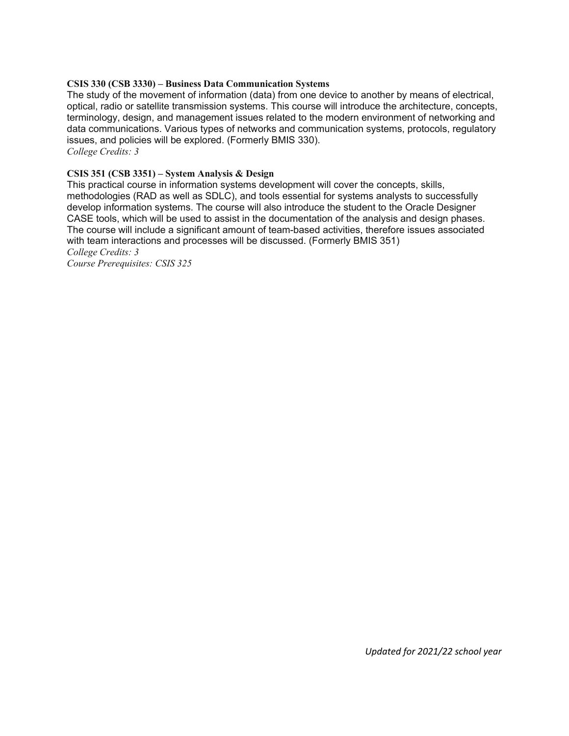**CSIS 330 (CSB 3330) – Business Data Communication Systems**

The study of the movement of information (data) from one device to another by means of electrical, optical, radio or satellite transmission systems. This course will introduce the architecture, concepts, terminology, design, and management issues related to the modern environment of networking and data communications. Various types of networks and communication systems, protocols, regulatory issues, and policies will be explored. (Formerly BMIS 330).

*College Credits: 3*

**CSIS 351 (CSB 3351) – System Analysis & Design**

This practical course in information systems development will cover the concepts, skills, methodologies (RAD as well as SDLC), and tools essential for systems analysts to successfully develop information systems. The course will also introduce the student to the Oracle Designer CASE tools, which will be used to assist in the documentation of the analysis and design phases. The course will include a significant amount of team-based activities, therefore issues associated with team interactions and processes will be discussed. (Formerly BMIS 351)

*College Credits: 3*

*Course Prerequisites: CSIS 325*

*Updated for 2021/22 school year*